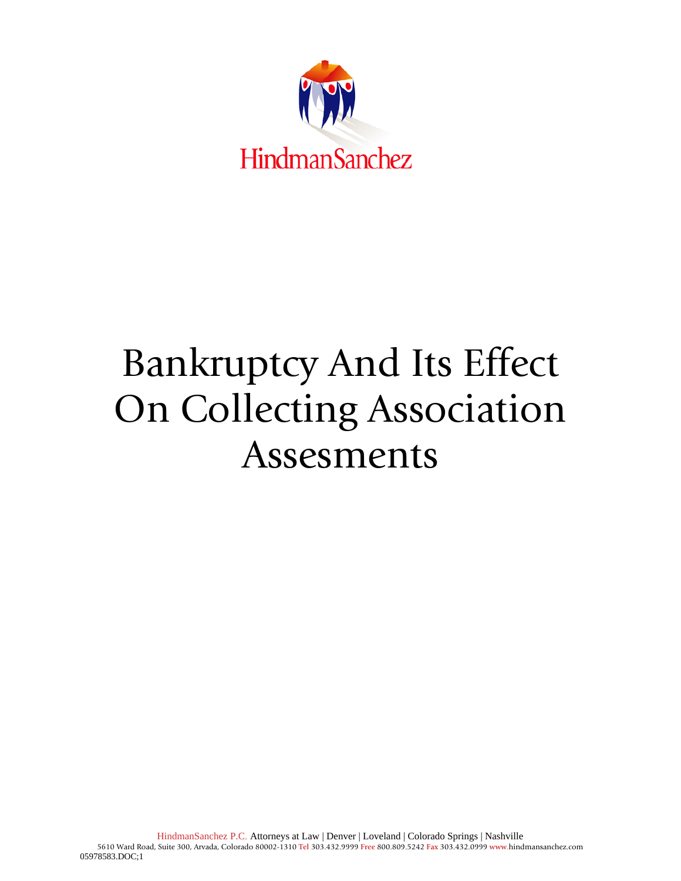HindmanSanchez

# Bankruptcy And Its Effect On Collecting Association Assesments

HindmanSanchez P.C. Attorneys at Law | Denver | Loveland | Colorado Springs | Nashville
5610 Ward Road, Suite 300, Arvada, Colorado 80002-1310 Tel 303.432.9999 Free 800.809.5242 Fax 303.432.0999 www.hindmansanchez.com
05978583.DOC;1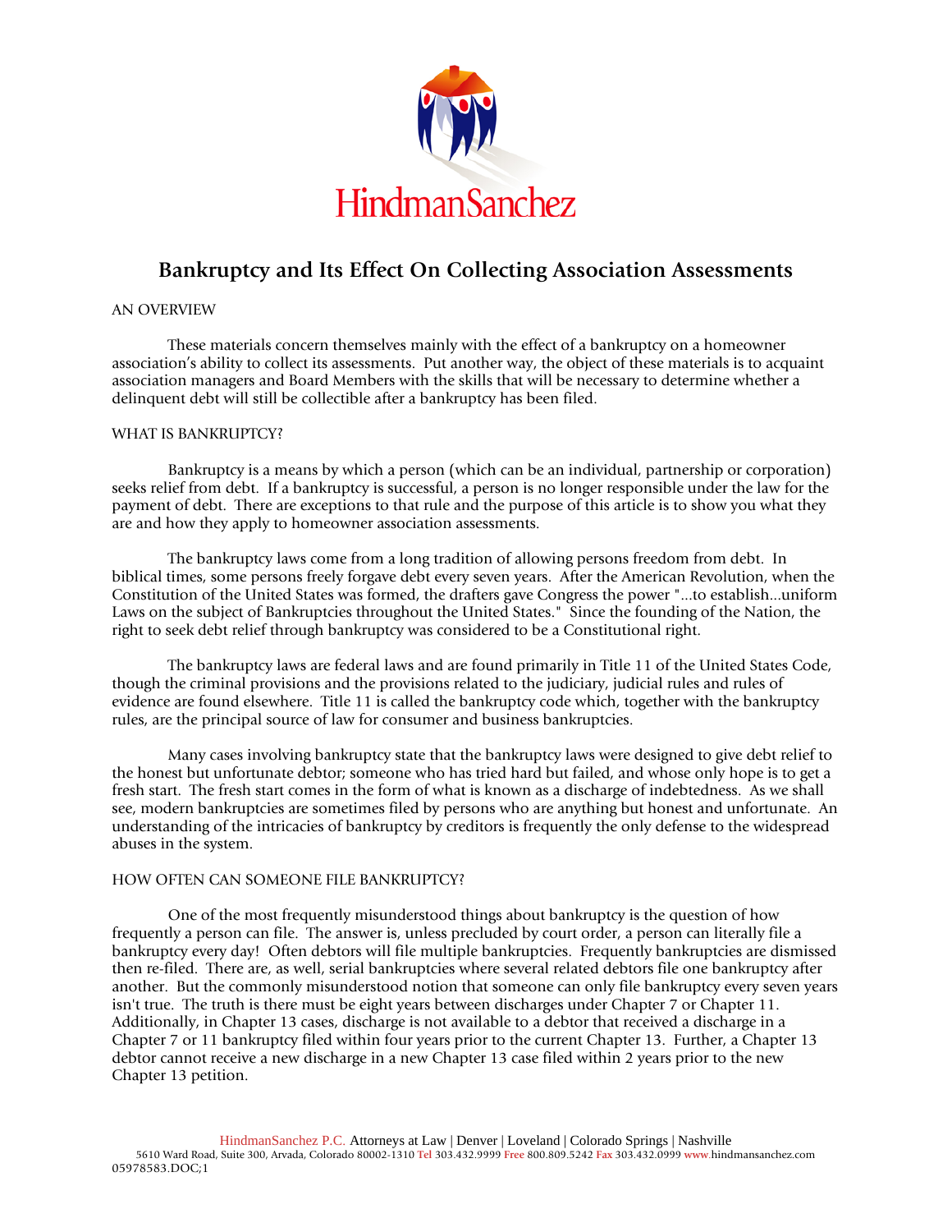# Bankruptcy and Its Effect On Collecting Association Assessments

AN OVERVIEW

These materials concern themselves mainly with the effect of a bankruptcy on a homeowner association's ability to collect its assessments. Put another way, the object of these materials is to acquaint association managers and Board Members with the skills that will be necessary to determine whether a delinquent debt will still be collectible after a bankruptcy has been filed.

WHAT IS BANKRUPTCY?

Bankruptcy is a means by which a person (which can be an individual, partnership or corporation) seeks relief from debt. If a bankruptcy is successful, a person is no longer responsible under the law for the payment of debt. There are exceptions to that rule and the purpose of this article is to show you what they are and how they apply to homeowner association assessments.

The bankruptcy laws come from a long tradition of allowing persons freedom from debt. In biblical times, some persons freely forgave debt every seven years. After the American Revolution, when the Constitution of the United States was formed, the drafters gave Congress the power "...to establish...uniform Laws on the subject of Bankruptcies throughout the United States." Since the founding of the Nation, the right to seek debt relief through bankruptcy was considered to be a Constitutional right.

The bankruptcy laws are federal laws and are found primarily in Title 11 of the United States Code, though the criminal provisions and the provisions related to the judiciary, judicial rules and rules of evidence are found elsewhere. Title 11 is called the bankruptcy code which, together with the bankruptcy rules, are the principal source of law for consumer and business bankruptcies.

Many cases involving bankruptcy state that the bankruptcy laws were designed to give debt relief to the honest but unfortunate debtor; someone who has tried hard but failed, and whose only hope is to get a fresh start. The fresh start comes in the form of what is known as a discharge of indebtedness. As we shall see, modern bankruptcies are sometimes filed by persons who are anything but honest and unfortunate. An understanding of the intricacies of bankruptcy by creditors is frequently the only defense to the widespread abuses in the system.

HOW OFTEN CAN SOMEONE FILE BANKRUPTCY?

One of the most frequently misunderstood things about bankruptcy is the question of how frequently a person can file. The answer is, unless precluded by court order, a person can literally file a bankruptcy every day! Often debtors will file multiple bankruptcies. Frequently bankruptcies are dismissed then re-filed. There are, as well, serial bankruptcies where several related debtors file one bankruptcy after another. But the commonly misunderstood notion that someone can only file bankruptcy every seven years isn't true. The truth is there must be eight years between discharges under Chapter 7 or Chapter 11. Additionally, in Chapter 13 cases, discharge is not available to a debtor that received a discharge in a Chapter 7 or 11 bankruptcy filed within four years prior to the current Chapter 13. Further, a Chapter 13 debtor cannot receive a new discharge in a new Chapter 13 case filed within 2 years prior to the new Chapter 13 petition.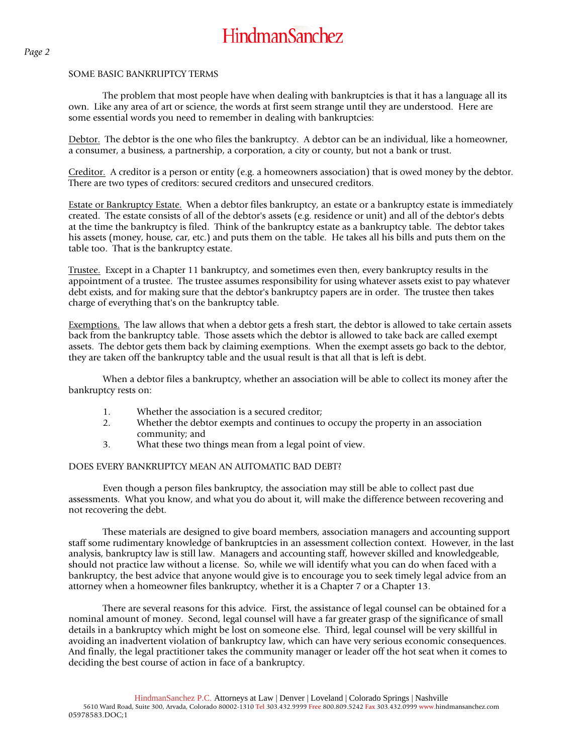## SOME BASIC BANKRUPTCY TERMS

The problem that most people have when dealing with bankruptcies is that it has a language all its own. Like any area of art or science, the words at first seem strange until they are understood. Here are some essential words you need to remember in dealing with bankruptcies:

Debtor. The debtor is the one who files the bankruptcy. A debtor can be an individual, like a homeowner, a consumer, a business, a partnership, a corporation, a city or county, but not a bank or trust.

Creditor. A creditor is a person or entity (e.g. a homeowners association) that is owed money by the debtor. There are two types of creditors: secured creditors and unsecured creditors.

Estate or Bankruptcy Estate. When a debtor files bankruptcy, an estate or a bankruptcy estate is immediately created. The estate consists of all of the debtor's assets (e.g. residence or unit) and all of the debtor's debts at the time the bankruptcy is filed. Think of the bankruptcy estate as a bankruptcy table. The debtor takes his assets (money, house, car, etc.) and puts them on the table. He takes all his bills and puts them on the table too. That is the bankruptcy estate.

Trustee. Except in a Chapter 11 bankruptcy, and sometimes even then, every bankruptcy results in the appointment of a trustee. The trustee assumes responsibility for using whatever assets exist to pay whatever debt exists, and for making sure that the debtor's bankruptcy papers are in order. The trustee then takes charge of everything that's on the bankruptcy table.

Exemptions. The law allows that when a debtor gets a fresh start, the debtor is allowed to take certain assets back from the bankruptcy table. Those assets which the debtor is allowed to take back are called exempt assets. The debtor gets them back by claiming exemptions. When the exempt assets go back to the debtor, they are taken off the bankruptcy table and the usual result is that all that is left is debt.

When a debtor files a bankruptcy, whether an association will be able to collect its money after the bankruptcy rests on:

1. Whether the association is a secured creditor;
2. Whether the debtor exempts and continues to occupy the property in an association community; and
3. What these two things mean from a legal point of view.

## DOES EVERY BANKRUPTCY MEAN AN AUTOMATIC BAD DEBT?

Even though a person files bankruptcy, the association may still be able to collect past due assessments. What you know, and what you do about it, will make the difference between recovering and not recovering the debt.

These materials are designed to give board members, association managers and accounting support staff some rudimentary knowledge of bankruptcies in an assessment collection context. However, in the last analysis, bankruptcy law is still law. Managers and accounting staff, however skilled and knowledgeable, should not practice law without a license. So, while we will identify what you can do when faced with a bankruptcy, the best advice that anyone would give is to encourage you to seek timely legal advice from an attorney when a homeowner files bankruptcy, whether it is a Chapter 7 or a Chapter 13.

There are several reasons for this advice. First, the assistance of legal counsel can be obtained for a nominal amount of money. Second, legal counsel will have a far greater grasp of the significance of small details in a bankruptcy which might be lost on someone else. Third, legal counsel will be very skillful in avoiding an inadvertent violation of bankruptcy law, which can have very serious economic consequences. And finally, the legal practitioner takes the community manager or leader off the hot seat when it comes to deciding the best course of action in face of a bankruptcy.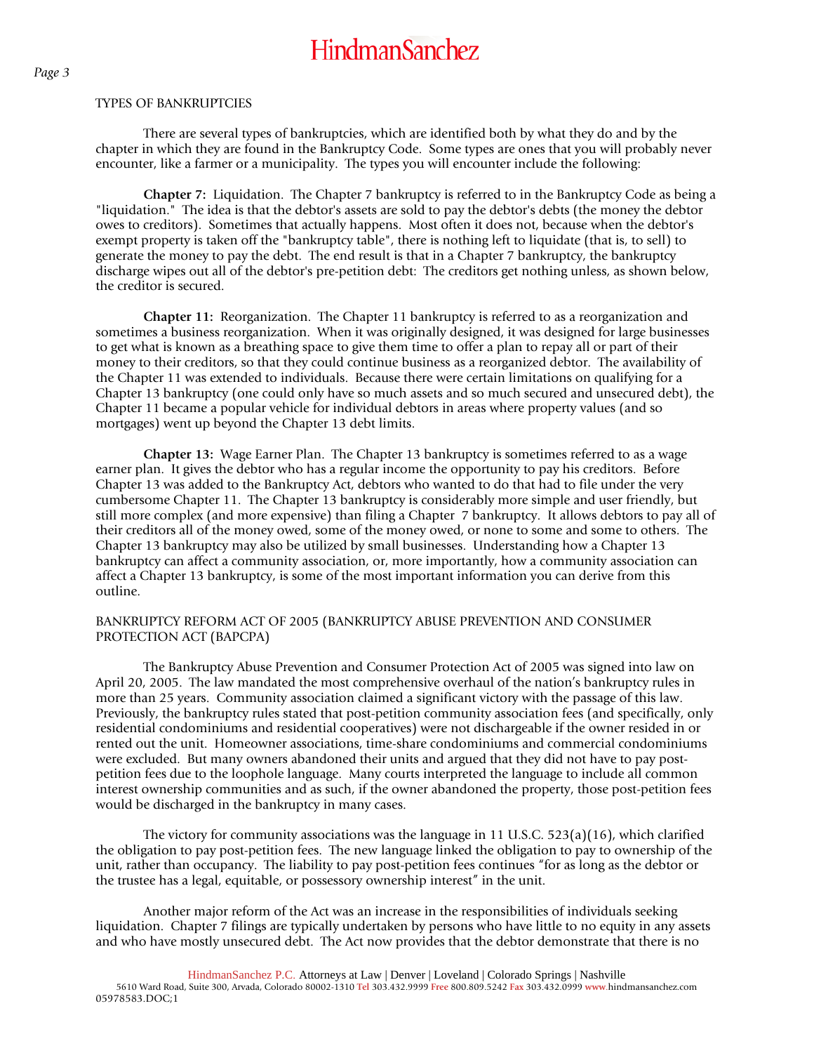TYPES OF BANKRUPTCIES

There are several types of bankruptcies, which are identified both by what they do and by the chapter in which they are found in the Bankruptcy Code. Some types are ones that you will probably never encounter, like a farmer or a municipality. The types you will encounter include the following:

**Chapter 7:** Liquidation. The Chapter 7 bankruptcy is referred to in the Bankruptcy Code as being a "liquidation." The idea is that the debtor's assets are sold to pay the debtor's debts (the money the debtor owes to creditors). Sometimes that actually happens. Most often it does not, because when the debtor's exempt property is taken off the "bankruptcy table", there is nothing left to liquidate (that is, to sell) to generate the money to pay the debt. The end result is that in a Chapter 7 bankruptcy, the bankruptcy discharge wipes out all of the debtor's pre-petition debt: The creditors get nothing unless, as shown below, the creditor is secured.

**Chapter 11:** Reorganization. The Chapter 11 bankruptcy is referred to as a reorganization and sometimes a business reorganization. When it was originally designed, it was designed for large businesses to get what is known as a breathing space to give them time to offer a plan to repay all or part of their money to their creditors, so that they could continue business as a reorganized debtor. The availability of the Chapter 11 was extended to individuals. Because there were certain limitations on qualifying for a Chapter 13 bankruptcy (one could only have so much assets and so much secured and unsecured debt), the Chapter 11 became a popular vehicle for individual debtors in areas where property values (and so mortgages) went up beyond the Chapter 13 debt limits.

**Chapter 13:** Wage Earner Plan. The Chapter 13 bankruptcy is sometimes referred to as a wage earner plan. It gives the debtor who has a regular income the opportunity to pay his creditors. Before Chapter 13 was added to the Bankruptcy Act, debtors who wanted to do that had to file under the very cumbersome Chapter 11. The Chapter 13 bankruptcy is considerably more simple and user friendly, but still more complex (and more expensive) than filing a Chapter 7 bankruptcy. It allows debtors to pay all of their creditors all of the money owed, some of the money owed, or none to some and some to others. The Chapter 13 bankruptcy may also be utilized by small businesses. Understanding how a Chapter 13 bankruptcy can affect a community association, or, more importantly, how a community association can affect a Chapter 13 bankruptcy, is some of the most important information you can derive from this outline.

BANKRUPTCY REFORM ACT OF 2005 (BANKRUPTCY ABUSE PREVENTION AND CONSUMER PROTECTION ACT (BAPCPA)

The Bankruptcy Abuse Prevention and Consumer Protection Act of 2005 was signed into law on April 20, 2005. The law mandated the most comprehensive overhaul of the nation's bankruptcy rules in more than 25 years. Community association claimed a significant victory with the passage of this law. Previously, the bankruptcy rules stated that post-petition community association fees (and specifically, only residential condominiums and residential cooperatives) were not dischargeable if the owner resided in or rented out the unit. Homeowner associations, time-share condominiums and commercial condominiums were excluded. But many owners abandoned their units and argued that they did not have to pay post-petition fees due to the loophole language. Many courts interpreted the language to include all common interest ownership communities and as such, if the owner abandoned the property, those post-petition fees would be discharged in the bankruptcy in many cases.

The victory for community associations was the language in 11 U.S.C. 523(a)(16), which clarified the obligation to pay post-petition fees. The new language linked the obligation to pay to ownership of the unit, rather than occupancy. The liability to pay post-petition fees continues "for as long as the debtor or the trustee has a legal, equitable, or possessory ownership interest" in the unit.

Another major reform of the Act was an increase in the responsibilities of individuals seeking liquidation. Chapter 7 filings are typically undertaken by persons who have little to no equity in any assets and who have mostly unsecured debt. The Act now provides that the debtor demonstrate that there is no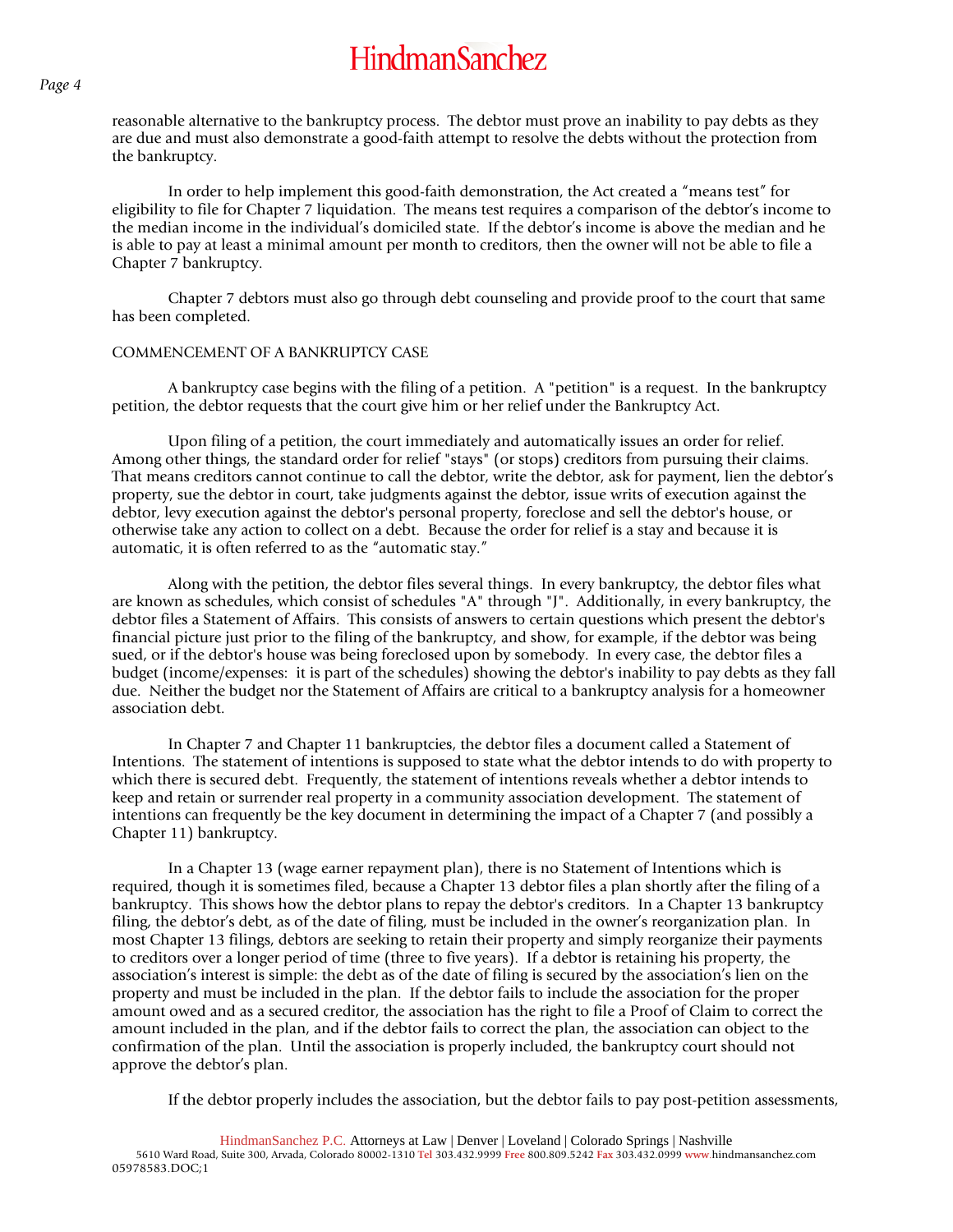reasonable alternative to the bankruptcy process. The debtor must prove an inability to pay debts as they are due and must also demonstrate a good-faith attempt to resolve the debts without the protection from the bankruptcy.

In order to help implement this good-faith demonstration, the Act created a "means test" for eligibility to file for Chapter 7 liquidation. The means test requires a comparison of the debtor's income to the median income in the individual's domiciled state. If the debtor's income is above the median and he is able to pay at least a minimal amount per month to creditors, then the owner will not be able to file a Chapter 7 bankruptcy.

Chapter 7 debtors must also go through debt counseling and provide proof to the court that same has been completed.

## COMMENCEMENT OF A BANKRUPTCY CASE

A bankruptcy case begins with the filing of a petition. A "petition" is a request. In the bankruptcy petition, the debtor requests that the court give him or her relief under the Bankruptcy Act.

Upon filing of a petition, the court immediately and automatically issues an order for relief. Among other things, the standard order for relief "stays" (or stops) creditors from pursuing their claims. That means creditors cannot continue to call the debtor, write the debtor, ask for payment, lien the debtor's property, sue the debtor in court, take judgments against the debtor, issue writs of execution against the debtor, levy execution against the debtor's personal property, foreclose and sell the debtor's house, or otherwise take any action to collect on a debt. Because the order for relief is a stay and because it is automatic, it is often referred to as the "automatic stay."

Along with the petition, the debtor files several things. In every bankruptcy, the debtor files what are known as schedules, which consist of schedules "A" through "J". Additionally, in every bankruptcy, the debtor files a Statement of Affairs. This consists of answers to certain questions which present the debtor's financial picture just prior to the filing of the bankruptcy, and show, for example, if the debtor was being sued, or if the debtor's house was being foreclosed upon by somebody. In every case, the debtor files a budget (income/expenses: it is part of the schedules) showing the debtor's inability to pay debts as they fall due. Neither the budget nor the Statement of Affairs are critical to a bankruptcy analysis for a homeowner association debt.

In Chapter 7 and Chapter 11 bankruptcies, the debtor files a document called a Statement of Intentions. The statement of intentions is supposed to state what the debtor intends to do with property to which there is secured debt. Frequently, the statement of intentions reveals whether a debtor intends to keep and retain or surrender real property in a community association development. The statement of intentions can frequently be the key document in determining the impact of a Chapter 7 (and possibly a Chapter 11) bankruptcy.

In a Chapter 13 (wage earner repayment plan), there is no Statement of Intentions which is required, though it is sometimes filed, because a Chapter 13 debtor files a plan shortly after the filing of a bankruptcy. This shows how the debtor plans to repay the debtor's creditors. In a Chapter 13 bankruptcy filing, the debtor's debt, as of the date of filing, must be included in the owner's reorganization plan. In most Chapter 13 filings, debtors are seeking to retain their property and simply reorganize their payments to creditors over a longer period of time (three to five years). If a debtor is retaining his property, the association's interest is simple: the debt as of the date of filing is secured by the association's lien on the property and must be included in the plan. If the debtor fails to include the association for the proper amount owed and as a secured creditor, the association has the right to file a Proof of Claim to correct the amount included in the plan, and if the debtor fails to correct the plan, the association can object to the confirmation of the plan. Until the association is properly included, the bankruptcy court should not approve the debtor's plan.

If the debtor properly includes the association, but the debtor fails to pay post-petition assessments,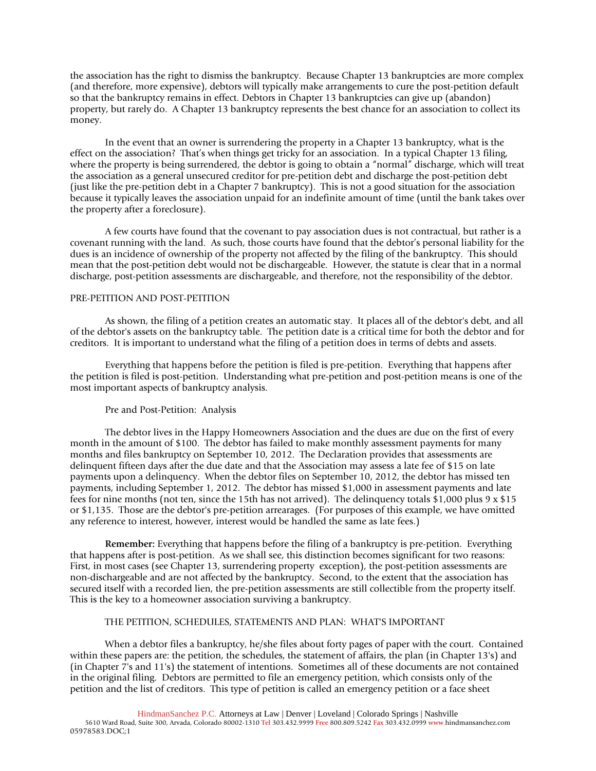the association has the right to dismiss the bankruptcy. Because Chapter 13 bankruptcies are more complex (and therefore, more expensive), debtors will typically make arrangements to cure the post-petition default so that the bankruptcy remains in effect. Debtors in Chapter 13 bankruptcies can give up (abandon) property, but rarely do. A Chapter 13 bankruptcy represents the best chance for an association to collect its money.

In the event that an owner is surrendering the property in a Chapter 13 bankruptcy, what is the effect on the association? That's when things get tricky for an association. In a typical Chapter 13 filing, where the property is being surrendered, the debtor is going to obtain a "normal" discharge, which will treat the association as a general unsecured creditor for pre-petition debt and discharge the post-petition debt (just like the pre-petition debt in a Chapter 7 bankruptcy). This is not a good situation for the association because it typically leaves the association unpaid for an indefinite amount of time (until the bank takes over the property after a foreclosure).

A few courts have found that the covenant to pay association dues is not contractual, but rather is a covenant running with the land. As such, those courts have found that the debtor's personal liability for the dues is an incidence of ownership of the property not affected by the filing of the bankruptcy. This should mean that the post-petition debt would not be dischargeable. However, the statute is clear that in a normal discharge, post-petition assessments are dischargeable, and therefore, not the responsibility of the debtor.

## PRE-PETITION AND POST-PETITION

As shown, the filing of a petition creates an automatic stay. It places all of the debtor's debt, and all of the debtor's assets on the bankruptcy table. The petition date is a critical time for both the debtor and for creditors. It is important to understand what the filing of a petition does in terms of debts and assets.

Everything that happens before the petition is filed is pre-petition. Everything that happens after the petition is filed is post-petition. Understanding what pre-petition and post-petition means is one of the most important aspects of bankruptcy analysis.

### Pre and Post-Petition: Analysis

The debtor lives in the Happy Homeowners Association and the dues are due on the first of every month in the amount of $100. The debtor has failed to make monthly assessment payments for many months and files bankruptcy on September 10, 2012. The Declaration provides that assessments are delinquent fifteen days after the due date and that the Association may assess a late fee of $15 on late payments upon a delinquency. When the debtor files on September 10, 2012, the debtor has missed ten payments, including September 1, 2012. The debtor has missed $1,000 in assessment payments and late fees for nine months (not ten, since the 15th has not arrived). The delinquency totals $1,000 plus 9 x $15 or $1,135. Those are the debtor's pre-petition arrearages. (For purposes of this example, we have omitted any reference to interest, however, interest would be handled the same as late fees.)

**Remember:** Everything that happens before the filing of a bankruptcy is pre-petition. Everything that happens after is post-petition. As we shall see, this distinction becomes significant for two reasons: First, in most cases (see Chapter 13, surrendering property exception), the post-petition assessments are non-dischargeable and are not affected by the bankruptcy. Second, to the extent that the association has secured itself with a recorded lien, the pre-petition assessments are still collectible from the property itself. This is the key to a homeowner association surviving a bankruptcy.

## THE PETITION, SCHEDULES, STATEMENTS AND PLAN: WHAT'S IMPORTANT

When a debtor files a bankruptcy, he/she files about forty pages of paper with the court. Contained within these papers are: the petition, the schedules, the statement of affairs, the plan (in Chapter 13's) and (in Chapter 7's and 11's) the statement of intentions. Sometimes all of these documents are not contained in the original filing. Debtors are permitted to file an emergency petition, which consists only of the petition and the list of creditors. This type of petition is called an emergency petition or a face sheet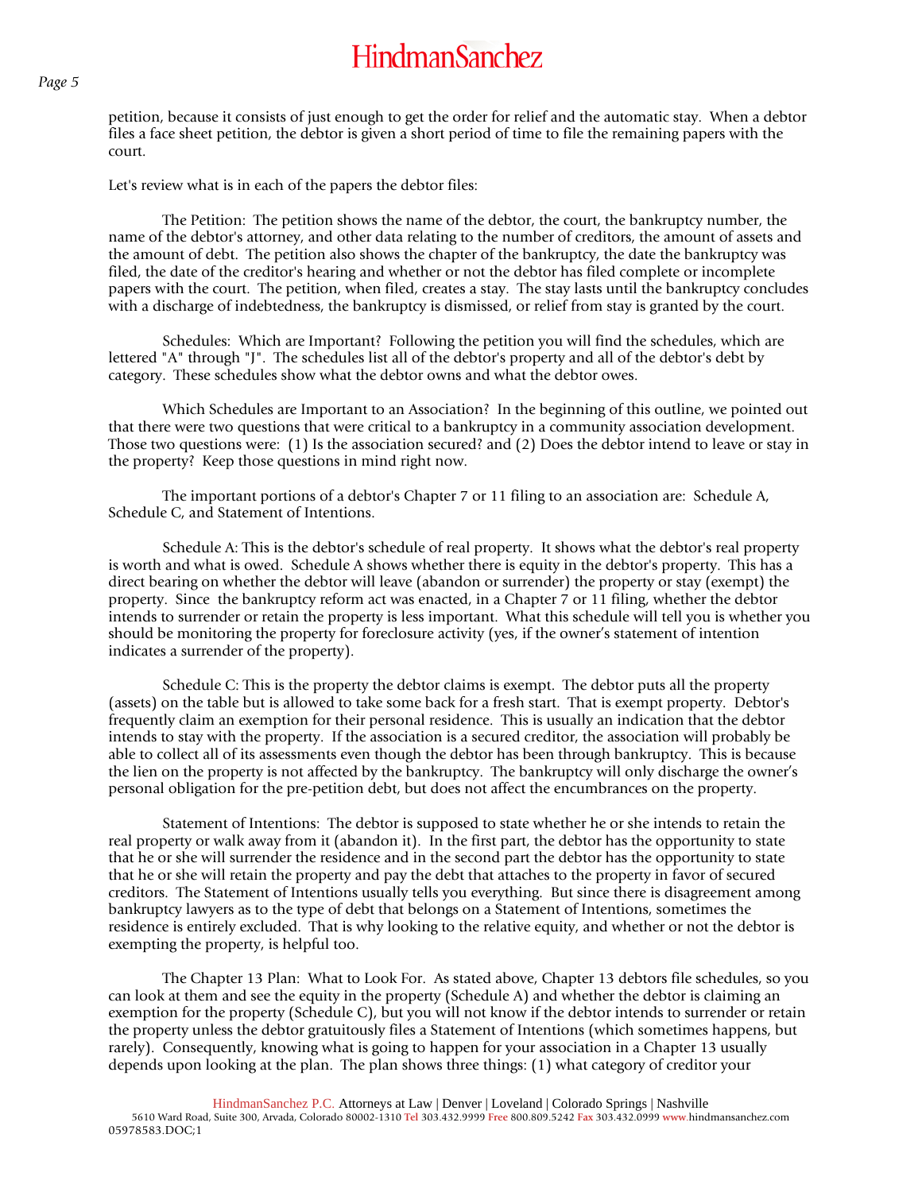petition, because it consists of just enough to get the order for relief and the automatic stay. When a debtor files a face sheet petition, the debtor is given a short period of time to file the remaining papers with the court.

Let's review what is in each of the papers the debtor files:

The Petition: The petition shows the name of the debtor, the court, the bankruptcy number, the name of the debtor's attorney, and other data relating to the number of creditors, the amount of assets and the amount of debt. The petition also shows the chapter of the bankruptcy, the date the bankruptcy was filed, the date of the creditor's hearing and whether or not the debtor has filed complete or incomplete papers with the court. The petition, when filed, creates a stay. The stay lasts until the bankruptcy concludes with a discharge of indebtedness, the bankruptcy is dismissed, or relief from stay is granted by the court.

Schedules: Which are Important? Following the petition you will find the schedules, which are lettered "A" through "J". The schedules list all of the debtor's property and all of the debtor's debt by category. These schedules show what the debtor owns and what the debtor owes.

Which Schedules are Important to an Association? In the beginning of this outline, we pointed out that there were two questions that were critical to a bankruptcy in a community association development. Those two questions were: (1) Is the association secured? and (2) Does the debtor intend to leave or stay in the property? Keep those questions in mind right now.

The important portions of a debtor's Chapter 7 or 11 filing to an association are: Schedule A, Schedule C, and Statement of Intentions.

Schedule A: This is the debtor's schedule of real property. It shows what the debtor's real property is worth and what is owed. Schedule A shows whether there is equity in the debtor's property. This has a direct bearing on whether the debtor will leave (abandon or surrender) the property or stay (exempt) the property. Since the bankruptcy reform act was enacted, in a Chapter 7 or 11 filing, whether the debtor intends to surrender or retain the property is less important. What this schedule will tell you is whether you should be monitoring the property for foreclosure activity (yes, if the owner's statement of intention indicates a surrender of the property).

Schedule C: This is the property the debtor claims is exempt. The debtor puts all the property (assets) on the table but is allowed to take some back for a fresh start. That is exempt property. Debtor's frequently claim an exemption for their personal residence. This is usually an indication that the debtor intends to stay with the property. If the association is a secured creditor, the association will probably be able to collect all of its assessments even though the debtor has been through bankruptcy. This is because the lien on the property is not affected by the bankruptcy. The bankruptcy will only discharge the owner's personal obligation for the pre-petition debt, but does not affect the encumbrances on the property.

Statement of Intentions: The debtor is supposed to state whether he or she intends to retain the real property or walk away from it (abandon it). In the first part, the debtor has the opportunity to state that he or she will surrender the residence and in the second part the debtor has the opportunity to state that he or she will retain the property and pay the debt that attaches to the property in favor of secured creditors. The Statement of Intentions usually tells you everything. But since there is disagreement among bankruptcy lawyers as to the type of debt that belongs on a Statement of Intentions, sometimes the residence is entirely excluded. That is why looking to the relative equity, and whether or not the debtor is exempting the property, is helpful too.

The Chapter 13 Plan: What to Look For. As stated above, Chapter 13 debtors file schedules, so you can look at them and see the equity in the property (Schedule A) and whether the debtor is claiming an exemption for the property (Schedule C), but you will not know if the debtor intends to surrender or retain the property unless the debtor gratuitously files a Statement of Intentions (which sometimes happens, but rarely). Consequently, knowing what is going to happen for your association in a Chapter 13 usually depends upon looking at the plan. The plan shows three things: (1) what category of creditor your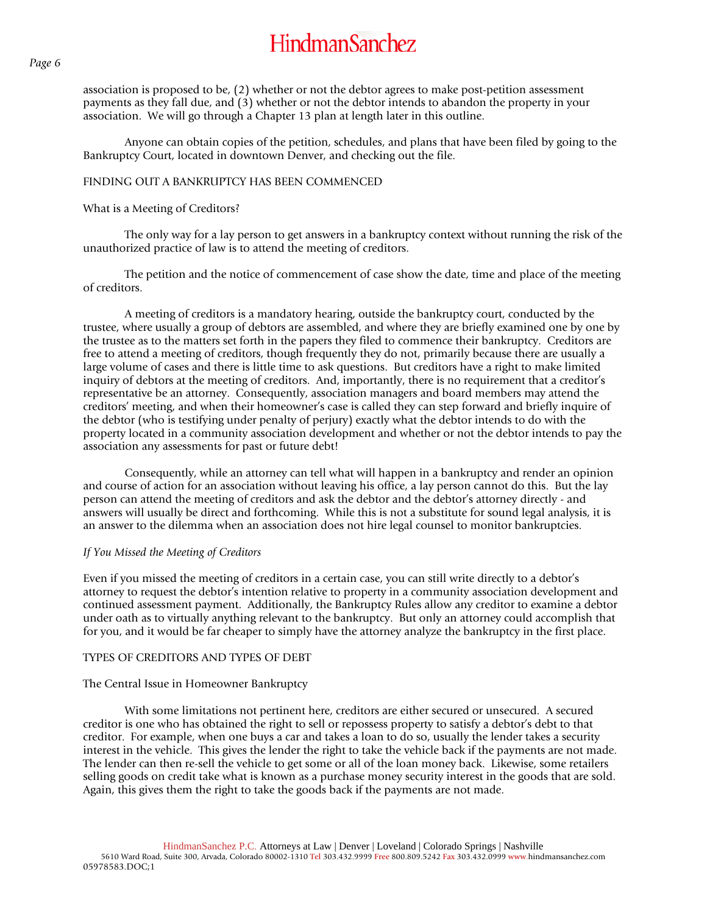association is proposed to be, (2) whether or not the debtor agrees to make post-petition assessment payments as they fall due, and (3) whether or not the debtor intends to abandon the property in your association. We will go through a Chapter 13 plan at length later in this outline.

Anyone can obtain copies of the petition, schedules, and plans that have been filed by going to the Bankruptcy Court, located in downtown Denver, and checking out the file.

## FINDING OUT A BANKRUPTCY HAS BEEN COMMENCED

### What is a Meeting of Creditors?

The only way for a lay person to get answers in a bankruptcy context without running the risk of the unauthorized practice of law is to attend the meeting of creditors.

The petition and the notice of commencement of case show the date, time and place of the meeting of creditors.

A meeting of creditors is a mandatory hearing, outside the bankruptcy court, conducted by the trustee, where usually a group of debtors are assembled, and where they are briefly examined one by one by the trustee as to the matters set forth in the papers they filed to commence their bankruptcy. Creditors are free to attend a meeting of creditors, though frequently they do not, primarily because there are usually a large volume of cases and there is little time to ask questions. But creditors have a right to make limited inquiry of debtors at the meeting of creditors. And, importantly, there is no requirement that a creditor's representative be an attorney. Consequently, association managers and board members may attend the creditors' meeting, and when their homeowner's case is called they can step forward and briefly inquire of the debtor (who is testifying under penalty of perjury) exactly what the debtor intends to do with the property located in a community association development and whether or not the debtor intends to pay the association any assessments for past or future debt!

Consequently, while an attorney can tell what will happen in a bankruptcy and render an opinion and course of action for an association without leaving his office, a lay person cannot do this. But the lay person can attend the meeting of creditors and ask the debtor and the debtor's attorney directly - and answers will usually be direct and forthcoming. While this is not a substitute for sound legal analysis, it is an answer to the dilemma when an association does not hire legal counsel to monitor bankruptcies.

#### *If You Missed the Meeting of Creditors*

Even if you missed the meeting of creditors in a certain case, you can still write directly to a debtor's attorney to request the debtor's intention relative to property in a community association development and continued assessment payment. Additionally, the Bankruptcy Rules allow any creditor to examine a debtor under oath as to virtually anything relevant to the bankruptcy. But only an attorney could accomplish that for you, and it would be far cheaper to simply have the attorney analyze the bankruptcy in the first place.

## TYPES OF CREDITORS AND TYPES OF DEBT

### The Central Issue in Homeowner Bankruptcy

With some limitations not pertinent here, creditors are either secured or unsecured. A secured creditor is one who has obtained the right to sell or repossess property to satisfy a debtor's debt to that creditor. For example, when one buys a car and takes a loan to do so, usually the lender takes a security interest in the vehicle. This gives the lender the right to take the vehicle back if the payments are not made. The lender can then re-sell the vehicle to get some or all of the loan money back. Likewise, some retailers selling goods on credit take what is known as a purchase money security interest in the goods that are sold. Again, this gives them the right to take the goods back if the payments are not made.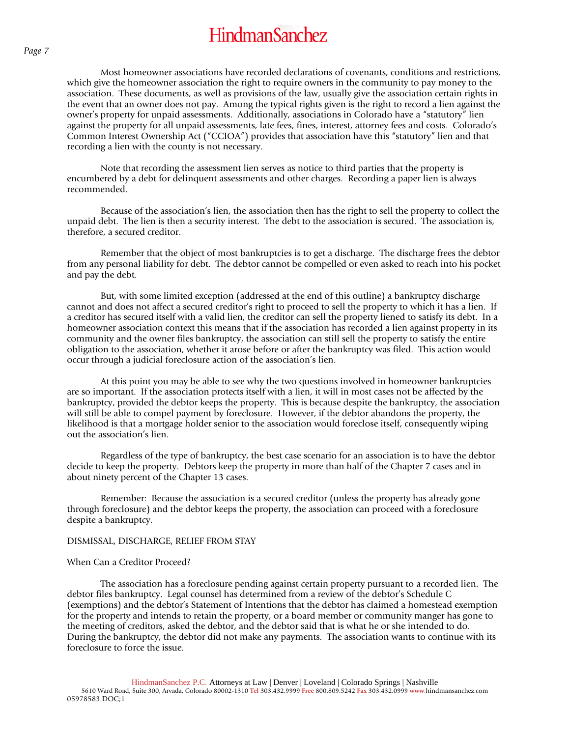Most homeowner associations have recorded declarations of covenants, conditions and restrictions, which give the homeowner association the right to require owners in the community to pay money to the association. These documents, as well as provisions of the law, usually give the association certain rights in the event that an owner does not pay. Among the typical rights given is the right to record a lien against the owner's property for unpaid assessments. Additionally, associations in Colorado have a "statutory" lien against the property for all unpaid assessments, late fees, fines, interest, attorney fees and costs. Colorado's Common Interest Ownership Act ("CCIOA") provides that association have this "statutory" lien and that recording a lien with the county is not necessary.

Note that recording the assessment lien serves as notice to third parties that the property is encumbered by a debt for delinquent assessments and other charges. Recording a paper lien is always recommended.

Because of the association's lien, the association then has the right to sell the property to collect the unpaid debt. The lien is then a security interest. The debt to the association is secured. The association is, therefore, a secured creditor.

Remember that the object of most bankruptcies is to get a discharge. The discharge frees the debtor from any personal liability for debt. The debtor cannot be compelled or even asked to reach into his pocket and pay the debt.

But, with some limited exception (addressed at the end of this outline) a bankruptcy discharge cannot and does not affect a secured creditor's right to proceed to sell the property to which it has a lien. If a creditor has secured itself with a valid lien, the creditor can sell the property liened to satisfy its debt. In a homeowner association context this means that if the association has recorded a lien against property in its community and the owner files bankruptcy, the association can still sell the property to satisfy the entire obligation to the association, whether it arose before or after the bankruptcy was filed. This action would occur through a judicial foreclosure action of the association's lien.

At this point you may be able to see why the two questions involved in homeowner bankruptcies are so important. If the association protects itself with a lien, it will in most cases not be affected by the bankruptcy, provided the debtor keeps the property. This is because despite the bankruptcy, the association will still be able to compel payment by foreclosure. However, if the debtor abandons the property, the likelihood is that a mortgage holder senior to the association would foreclose itself, consequently wiping out the association's lien.

Regardless of the type of bankruptcy, the best case scenario for an association is to have the debtor decide to keep the property. Debtors keep the property in more than half of the Chapter 7 cases and in about ninety percent of the Chapter 13 cases.

Remember: Because the association is a secured creditor (unless the property has already gone through foreclosure) and the debtor keeps the property, the association can proceed with a foreclosure despite a bankruptcy.

## DISMISSAL, DISCHARGE, RELIEF FROM STAY

### When Can a Creditor Proceed?

The association has a foreclosure pending against certain property pursuant to a recorded lien. The debtor files bankruptcy. Legal counsel has determined from a review of the debtor's Schedule C (exemptions) and the debtor's Statement of Intentions that the debtor has claimed a homestead exemption for the property and intends to retain the property, or a board member or community manger has gone to the meeting of creditors, asked the debtor, and the debtor said that is what he or she intended to do. During the bankruptcy, the debtor did not make any payments. The association wants to continue with its foreclosure to force the issue.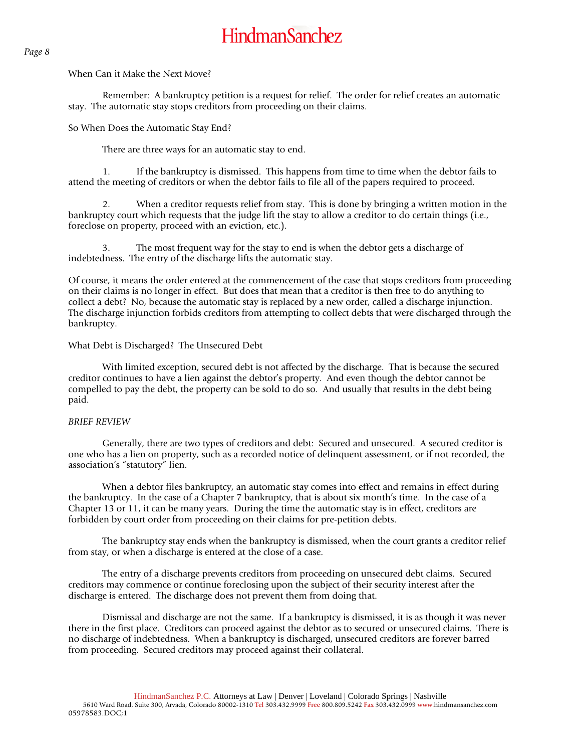When Can it Make the Next Move?

Remember: A bankruptcy petition is a request for relief. The order for relief creates an automatic stay. The automatic stay stops creditors from proceeding on their claims.

So When Does the Automatic Stay End?

There are three ways for an automatic stay to end.

1. If the bankruptcy is dismissed. This happens from time to time when the debtor fails to attend the meeting of creditors or when the debtor fails to file all of the papers required to proceed.

2. When a creditor requests relief from stay. This is done by bringing a written motion in the bankruptcy court which requests that the judge lift the stay to allow a creditor to do certain things (i.e., foreclose on property, proceed with an eviction, etc.).

3. The most frequent way for the stay to end is when the debtor gets a discharge of indebtedness. The entry of the discharge lifts the automatic stay.

Of course, it means the order entered at the commencement of the case that stops creditors from proceeding on their claims is no longer in effect. But does that mean that a creditor is then free to do anything to collect a debt? No, because the automatic stay is replaced by a new order, called a discharge injunction. The discharge injunction forbids creditors from attempting to collect debts that were discharged through the bankruptcy.

What Debt is Discharged? The Unsecured Debt

With limited exception, secured debt is not affected by the discharge. That is because the secured creditor continues to have a lien against the debtor's property. And even though the debtor cannot be compelled to pay the debt, the property can be sold to do so. And usually that results in the debt being paid.

*BRIEF REVIEW*

Generally, there are two types of creditors and debt: Secured and unsecured. A secured creditor is one who has a lien on property, such as a recorded notice of delinquent assessment, or if not recorded, the association's "statutory" lien.

When a debtor files bankruptcy, an automatic stay comes into effect and remains in effect during the bankruptcy. In the case of a Chapter 7 bankruptcy, that is about six month's time. In the case of a Chapter 13 or 11, it can be many years. During the time the automatic stay is in effect, creditors are forbidden by court order from proceeding on their claims for pre-petition debts.

The bankruptcy stay ends when the bankruptcy is dismissed, when the court grants a creditor relief from stay, or when a discharge is entered at the close of a case.

The entry of a discharge prevents creditors from proceeding on unsecured debt claims. Secured creditors may commence or continue foreclosing upon the subject of their security interest after the discharge is entered. The discharge does not prevent them from doing that.

Dismissal and discharge are not the same. If a bankruptcy is dismissed, it is as though it was never there in the first place. Creditors can proceed against the debtor as to secured or unsecured claims. There is no discharge of indebtedness. When a bankruptcy is discharged, unsecured creditors are forever barred from proceeding. Secured creditors may proceed against their collateral.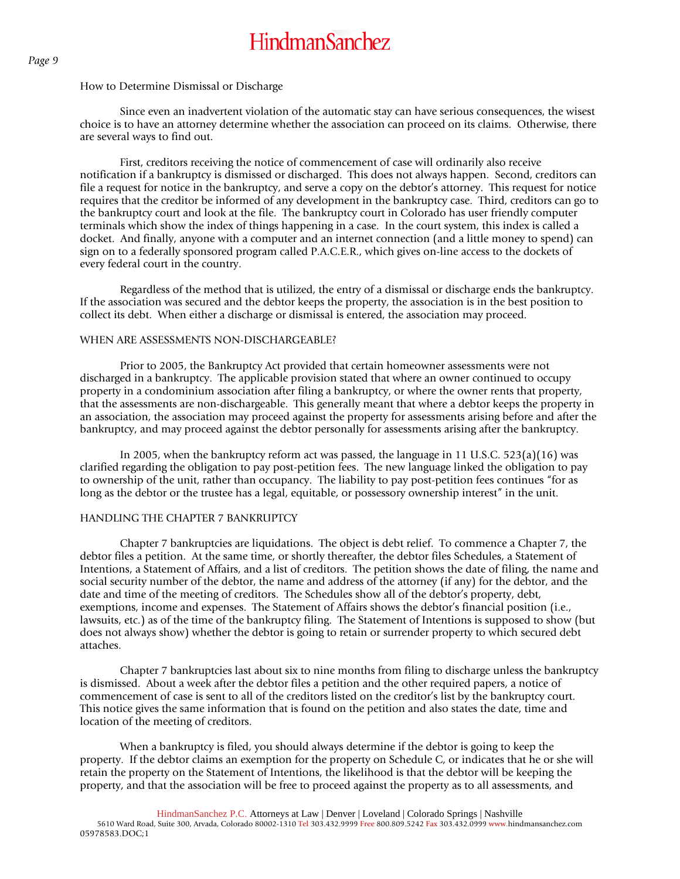How to Determine Dismissal or Discharge

Since even an inadvertent violation of the automatic stay can have serious consequences, the wisest choice is to have an attorney determine whether the association can proceed on its claims. Otherwise, there are several ways to find out.

First, creditors receiving the notice of commencement of case will ordinarily also receive notification if a bankruptcy is dismissed or discharged. This does not always happen. Second, creditors can file a request for notice in the bankruptcy, and serve a copy on the debtor's attorney. This request for notice requires that the creditor be informed of any development in the bankruptcy case. Third, creditors can go to the bankruptcy court and look at the file. The bankruptcy court in Colorado has user friendly computer terminals which show the index of things happening in a case. In the court system, this index is called a docket. And finally, anyone with a computer and an internet connection (and a little money to spend) can sign on to a federally sponsored program called P.A.C.E.R., which gives on-line access to the dockets of every federal court in the country.

Regardless of the method that is utilized, the entry of a dismissal or discharge ends the bankruptcy. If the association was secured and the debtor keeps the property, the association is in the best position to collect its debt. When either a discharge or dismissal is entered, the association may proceed.

## WHEN ARE ASSESSMENTS NON-DISCHARGEABLE?

Prior to 2005, the Bankruptcy Act provided that certain homeowner assessments were not discharged in a bankruptcy. The applicable provision stated that where an owner continued to occupy property in a condominium association after filing a bankruptcy, or where the owner rents that property, that the assessments are non-dischargeable. This generally meant that where a debtor keeps the property in an association, the association may proceed against the property for assessments arising before and after the bankruptcy, and may proceed against the debtor personally for assessments arising after the bankruptcy.

In 2005, when the bankruptcy reform act was passed, the language in 11 U.S.C. 523(a)(16) was clarified regarding the obligation to pay post-petition fees. The new language linked the obligation to pay to ownership of the unit, rather than occupancy. The liability to pay post-petition fees continues "for as long as the debtor or the trustee has a legal, equitable, or possessory ownership interest" in the unit.

## HANDLING THE CHAPTER 7 BANKRUPTCY

Chapter 7 bankruptcies are liquidations. The object is debt relief. To commence a Chapter 7, the debtor files a petition. At the same time, or shortly thereafter, the debtor files Schedules, a Statement of Intentions, a Statement of Affairs, and a list of creditors. The petition shows the date of filing, the name and social security number of the debtor, the name and address of the attorney (if any) for the debtor, and the date and time of the meeting of creditors. The Schedules show all of the debtor's property, debt, exemptions, income and expenses. The Statement of Affairs shows the debtor's financial position (i.e., lawsuits, etc.) as of the time of the bankruptcy filing. The Statement of Intentions is supposed to show (but does not always show) whether the debtor is going to retain or surrender property to which secured debt attaches.

Chapter 7 bankruptcies last about six to nine months from filing to discharge unless the bankruptcy is dismissed. About a week after the debtor files a petition and the other required papers, a notice of commencement of case is sent to all of the creditors listed on the creditor's list by the bankruptcy court. This notice gives the same information that is found on the petition and also states the date, time and location of the meeting of creditors.

When a bankruptcy is filed, you should always determine if the debtor is going to keep the property. If the debtor claims an exemption for the property on Schedule C, or indicates that he or she will retain the property on the Statement of Intentions, the likelihood is that the debtor will be keeping the property, and that the association will be free to proceed against the property as to all assessments, and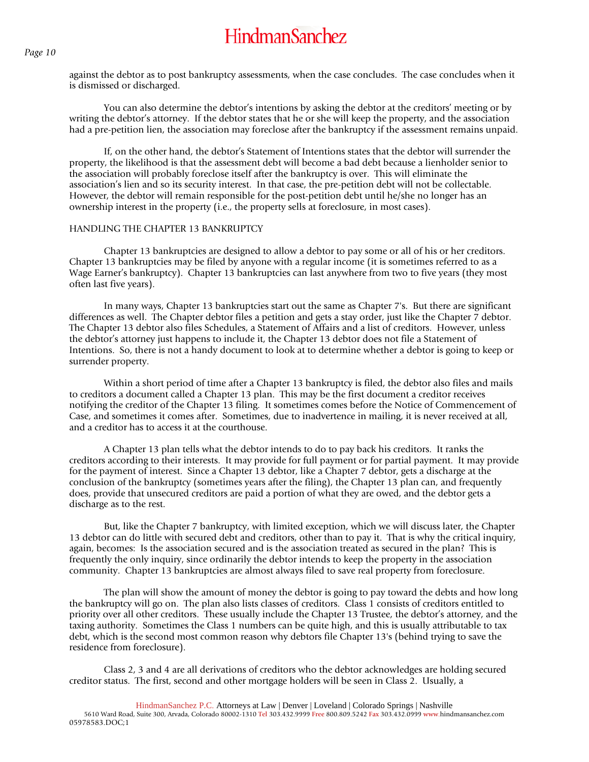against the debtor as to post bankruptcy assessments, when the case concludes. The case concludes when it is dismissed or discharged.

You can also determine the debtor's intentions by asking the debtor at the creditors' meeting or by writing the debtor's attorney. If the debtor states that he or she will keep the property, and the association had a pre-petition lien, the association may foreclose after the bankruptcy if the assessment remains unpaid.

If, on the other hand, the debtor's Statement of Intentions states that the debtor will surrender the property, the likelihood is that the assessment debt will become a bad debt because a lienholder senior to the association will probably foreclose itself after the bankruptcy is over. This will eliminate the association's lien and so its security interest. In that case, the pre-petition debt will not be collectable. However, the debtor will remain responsible for the post-petition debt until he/she no longer has an ownership interest in the property (i.e., the property sells at foreclosure, in most cases).

## HANDLING THE CHAPTER 13 BANKRUPTCY

Chapter 13 bankruptcies are designed to allow a debtor to pay some or all of his or her creditors. Chapter 13 bankruptcies may be filed by anyone with a regular income (it is sometimes referred to as a Wage Earner's bankruptcy). Chapter 13 bankruptcies can last anywhere from two to five years (they most often last five years).

In many ways, Chapter 13 bankruptcies start out the same as Chapter 7's. But there are significant differences as well. The Chapter debtor files a petition and gets a stay order, just like the Chapter 7 debtor. The Chapter 13 debtor also files Schedules, a Statement of Affairs and a list of creditors. However, unless the debtor's attorney just happens to include it, the Chapter 13 debtor does not file a Statement of Intentions. So, there is not a handy document to look at to determine whether a debtor is going to keep or surrender property.

Within a short period of time after a Chapter 13 bankruptcy is filed, the debtor also files and mails to creditors a document called a Chapter 13 plan. This may be the first document a creditor receives notifying the creditor of the Chapter 13 filing. It sometimes comes before the Notice of Commencement of Case, and sometimes it comes after. Sometimes, due to inadvertence in mailing, it is never received at all, and a creditor has to access it at the courthouse.

A Chapter 13 plan tells what the debtor intends to do to pay back his creditors. It ranks the creditors according to their interests. It may provide for full payment or for partial payment. It may provide for the payment of interest. Since a Chapter 13 debtor, like a Chapter 7 debtor, gets a discharge at the conclusion of the bankruptcy (sometimes years after the filing), the Chapter 13 plan can, and frequently does, provide that unsecured creditors are paid a portion of what they are owed, and the debtor gets a discharge as to the rest.

But, like the Chapter 7 bankruptcy, with limited exception, which we will discuss later, the Chapter 13 debtor can do little with secured debt and creditors, other than to pay it. That is why the critical inquiry, again, becomes: Is the association secured and is the association treated as secured in the plan? This is frequently the only inquiry, since ordinarily the debtor intends to keep the property in the association community. Chapter 13 bankruptcies are almost always filed to save real property from foreclosure.

The plan will show the amount of money the debtor is going to pay toward the debts and how long the bankruptcy will go on. The plan also lists classes of creditors. Class 1 consists of creditors entitled to priority over all other creditors. These usually include the Chapter 13 Trustee, the debtor's attorney, and the taxing authority. Sometimes the Class 1 numbers can be quite high, and this is usually attributable to tax debt, which is the second most common reason why debtors file Chapter 13's (behind trying to save the residence from foreclosure).

Class 2, 3 and 4 are all derivations of creditors who the debtor acknowledges are holding secured creditor status. The first, second and other mortgage holders will be seen in Class 2. Usually, a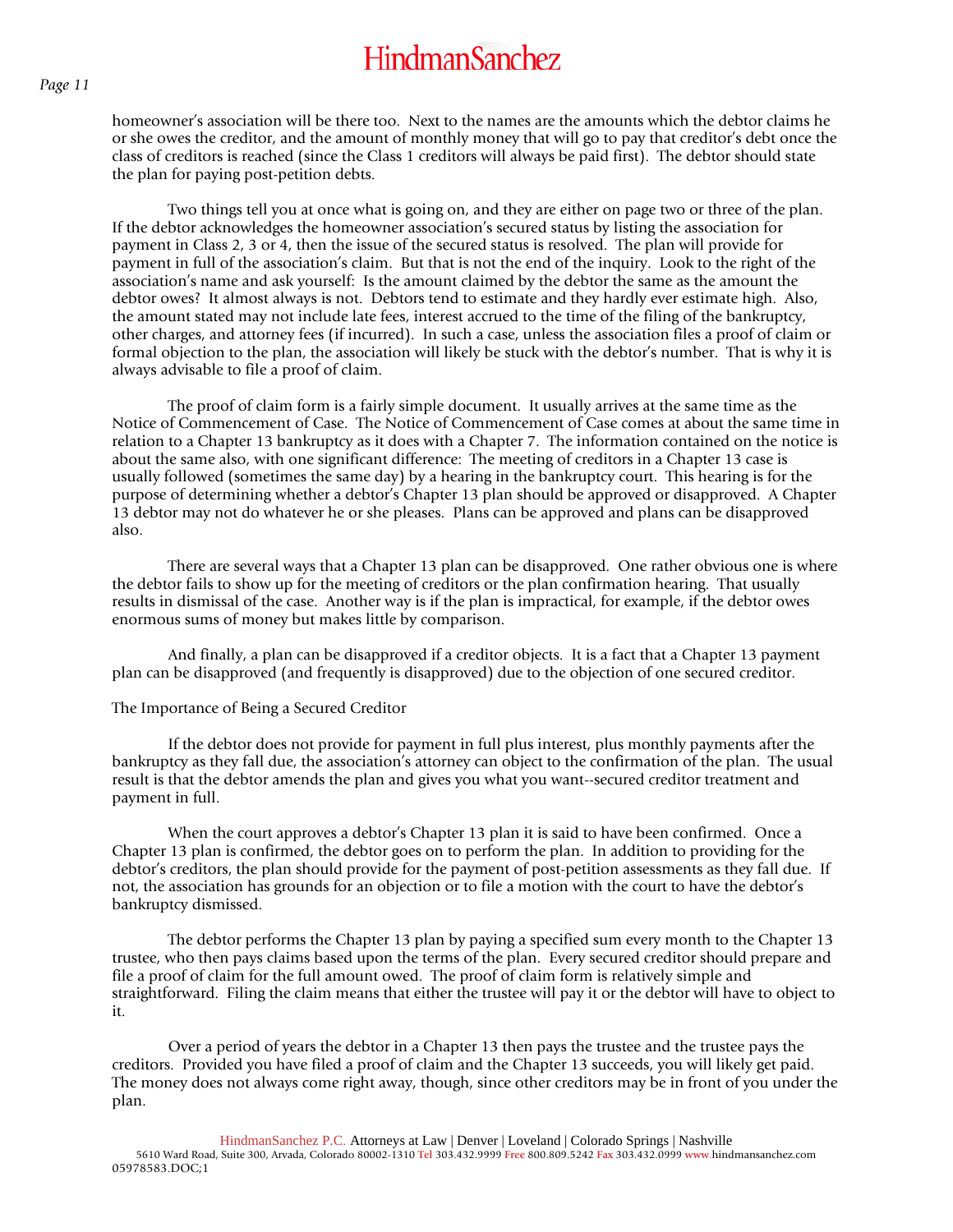homeowner's association will be there too. Next to the names are the amounts which the debtor claims he or she owes the creditor, and the amount of monthly money that will go to pay that creditor's debt once the class of creditors is reached (since the Class 1 creditors will always be paid first). The debtor should state the plan for paying post-petition debts.

Two things tell you at once what is going on, and they are either on page two or three of the plan. If the debtor acknowledges the homeowner association's secured status by listing the association for payment in Class 2, 3 or 4, then the issue of the secured status is resolved. The plan will provide for payment in full of the association's claim. But that is not the end of the inquiry. Look to the right of the association's name and ask yourself: Is the amount claimed by the debtor the same as the amount the debtor owes? It almost always is not. Debtors tend to estimate and they hardly ever estimate high. Also, the amount stated may not include late fees, interest accrued to the time of the filing of the bankruptcy, other charges, and attorney fees (if incurred). In such a case, unless the association files a proof of claim or formal objection to the plan, the association will likely be stuck with the debtor's number. That is why it is always advisable to file a proof of claim.

The proof of claim form is a fairly simple document. It usually arrives at the same time as the Notice of Commencement of Case. The Notice of Commencement of Case comes at about the same time in relation to a Chapter 13 bankruptcy as it does with a Chapter 7. The information contained on the notice is about the same also, with one significant difference: The meeting of creditors in a Chapter 13 case is usually followed (sometimes the same day) by a hearing in the bankruptcy court. This hearing is for the purpose of determining whether a debtor's Chapter 13 plan should be approved or disapproved. A Chapter 13 debtor may not do whatever he or she pleases. Plans can be approved and plans can be disapproved also.

There are several ways that a Chapter 13 plan can be disapproved. One rather obvious one is where the debtor fails to show up for the meeting of creditors or the plan confirmation hearing. That usually results in dismissal of the case. Another way is if the plan is impractical, for example, if the debtor owes enormous sums of money but makes little by comparison.

And finally, a plan can be disapproved if a creditor objects. It is a fact that a Chapter 13 payment plan can be disapproved (and frequently is disapproved) due to the objection of one secured creditor.

The Importance of Being a Secured Creditor

If the debtor does not provide for payment in full plus interest, plus monthly payments after the bankruptcy as they fall due, the association's attorney can object to the confirmation of the plan. The usual result is that the debtor amends the plan and gives you what you want--secured creditor treatment and payment in full.

When the court approves a debtor's Chapter 13 plan it is said to have been confirmed. Once a Chapter 13 plan is confirmed, the debtor goes on to perform the plan. In addition to providing for the debtor's creditors, the plan should provide for the payment of post-petition assessments as they fall due. If not, the association has grounds for an objection or to file a motion with the court to have the debtor's bankruptcy dismissed.

The debtor performs the Chapter 13 plan by paying a specified sum every month to the Chapter 13 trustee, who then pays claims based upon the terms of the plan. Every secured creditor should prepare and file a proof of claim for the full amount owed. The proof of claim form is relatively simple and straightforward. Filing the claim means that either the trustee will pay it or the debtor will have to object to it.

Over a period of years the debtor in a Chapter 13 then pays the trustee and the trustee pays the creditors. Provided you have filed a proof of claim and the Chapter 13 succeeds, you will likely get paid. The money does not always come right away, though, since other creditors may be in front of you under the plan.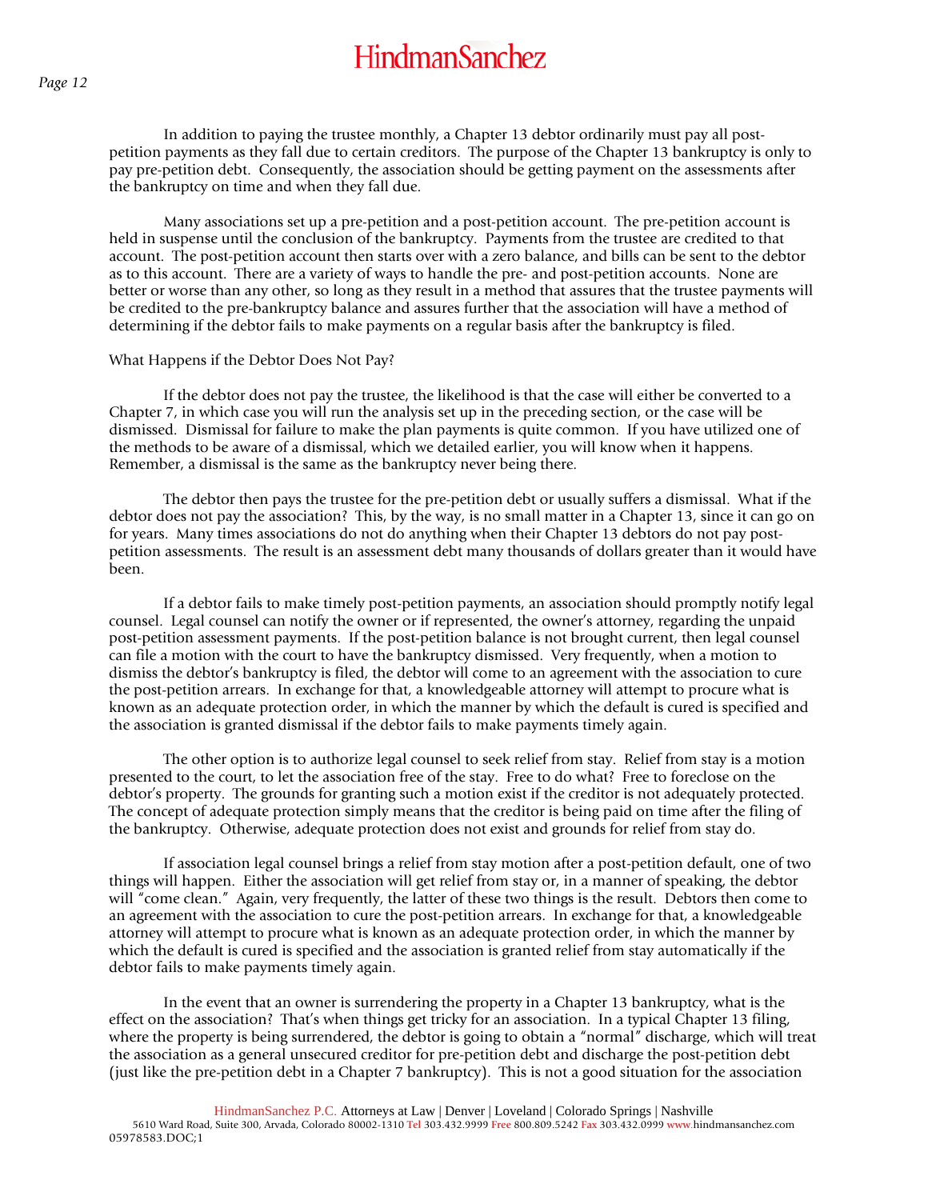In addition to paying the trustee monthly, a Chapter 13 debtor ordinarily must pay all post-petition payments as they fall due to certain creditors. The purpose of the Chapter 13 bankruptcy is only to pay pre-petition debt. Consequently, the association should be getting payment on the assessments after the bankruptcy on time and when they fall due.

Many associations set up a pre-petition and a post-petition account. The pre-petition account is held in suspense until the conclusion of the bankruptcy. Payments from the trustee are credited to that account. The post-petition account then starts over with a zero balance, and bills can be sent to the debtor as to this account. There are a variety of ways to handle the pre- and post-petition accounts. None are better or worse than any other, so long as they result in a method that assures that the trustee payments will be credited to the pre-bankruptcy balance and assures further that the association will have a method of determining if the debtor fails to make payments on a regular basis after the bankruptcy is filed.

What Happens if the Debtor Does Not Pay?

If the debtor does not pay the trustee, the likelihood is that the case will either be converted to a Chapter 7, in which case you will run the analysis set up in the preceding section, or the case will be dismissed. Dismissal for failure to make the plan payments is quite common. If you have utilized one of the methods to be aware of a dismissal, which we detailed earlier, you will know when it happens. Remember, a dismissal is the same as the bankruptcy never being there.

The debtor then pays the trustee for the pre-petition debt or usually suffers a dismissal. What if the debtor does not pay the association? This, by the way, is no small matter in a Chapter 13, since it can go on for years. Many times associations do not do anything when their Chapter 13 debtors do not pay post-petition assessments. The result is an assessment debt many thousands of dollars greater than it would have been.

If a debtor fails to make timely post-petition payments, an association should promptly notify legal counsel. Legal counsel can notify the owner or if represented, the owner's attorney, regarding the unpaid post-petition assessment payments. If the post-petition balance is not brought current, then legal counsel can file a motion with the court to have the bankruptcy dismissed. Very frequently, when a motion to dismiss the debtor's bankruptcy is filed, the debtor will come to an agreement with the association to cure the post-petition arrears. In exchange for that, a knowledgeable attorney will attempt to procure what is known as an adequate protection order, in which the manner by which the default is cured is specified and the association is granted dismissal if the debtor fails to make payments timely again.

The other option is to authorize legal counsel to seek relief from stay. Relief from stay is a motion presented to the court, to let the association free of the stay. Free to do what? Free to foreclose on the debtor's property. The grounds for granting such a motion exist if the creditor is not adequately protected. The concept of adequate protection simply means that the creditor is being paid on time after the filing of the bankruptcy. Otherwise, adequate protection does not exist and grounds for relief from stay do.

If association legal counsel brings a relief from stay motion after a post-petition default, one of two things will happen. Either the association will get relief from stay or, in a manner of speaking, the debtor will "come clean." Again, very frequently, the latter of these two things is the result. Debtors then come to an agreement with the association to cure the post-petition arrears. In exchange for that, a knowledgeable attorney will attempt to procure what is known as an adequate protection order, in which the manner by which the default is cured is specified and the association is granted relief from stay automatically if the debtor fails to make payments timely again.

In the event that an owner is surrendering the property in a Chapter 13 bankruptcy, what is the effect on the association? That's when things get tricky for an association. In a typical Chapter 13 filing, where the property is being surrendered, the debtor is going to obtain a "normal" discharge, which will treat the association as a general unsecured creditor for pre-petition debt and discharge the post-petition debt (just like the pre-petition debt in a Chapter 7 bankruptcy). This is not a good situation for the association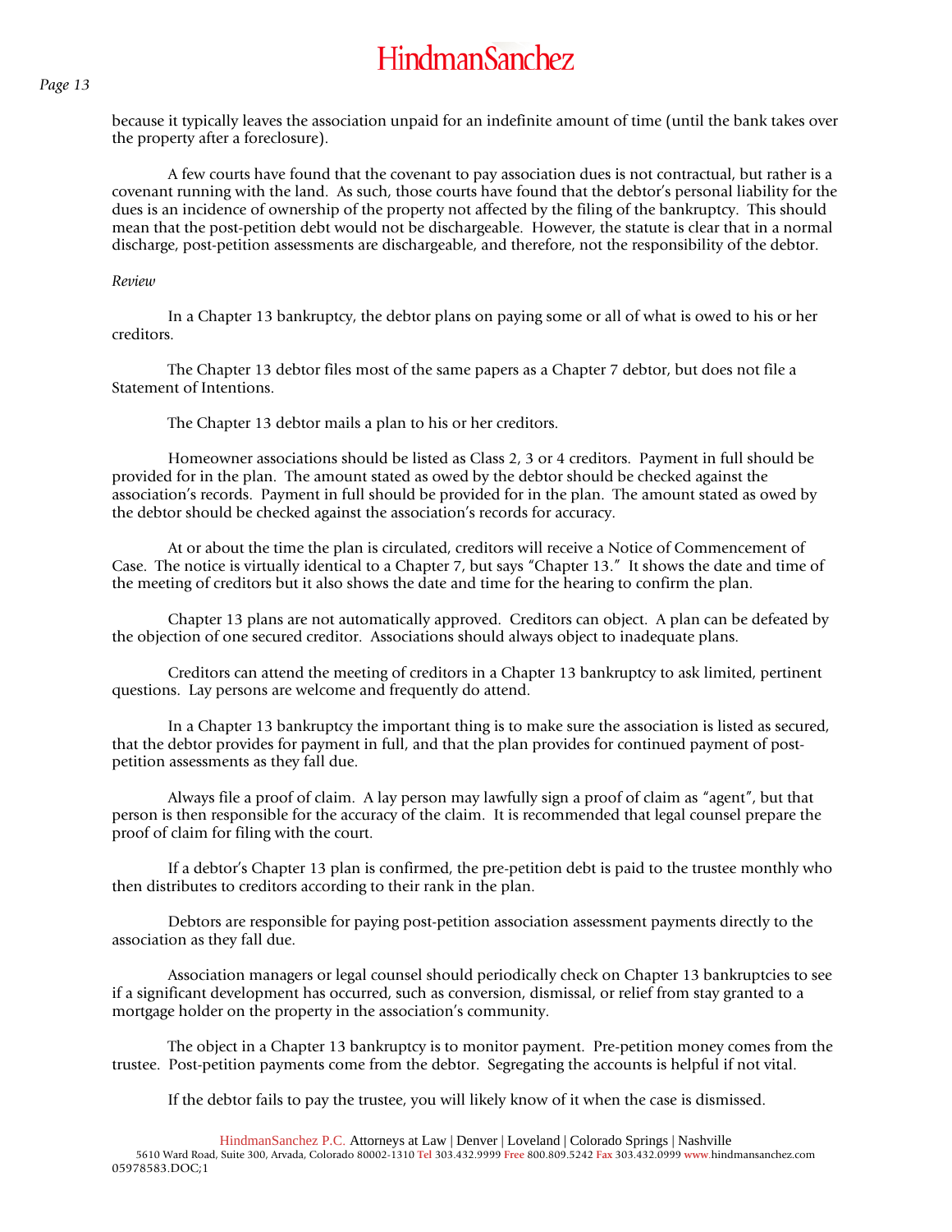because it typically leaves the association unpaid for an indefinite amount of time (until the bank takes over the property after a foreclosure).

A few courts have found that the covenant to pay association dues is not contractual, but rather is a covenant running with the land. As such, those courts have found that the debtor's personal liability for the dues is an incidence of ownership of the property not affected by the filing of the bankruptcy. This should mean that the post-petition debt would not be dischargeable. However, the statute is clear that in a normal discharge, post-petition assessments are dischargeable, and therefore, not the responsibility of the debtor.

*Review*

In a Chapter 13 bankruptcy, the debtor plans on paying some or all of what is owed to his or her creditors.

The Chapter 13 debtor files most of the same papers as a Chapter 7 debtor, but does not file a Statement of Intentions.

The Chapter 13 debtor mails a plan to his or her creditors.

Homeowner associations should be listed as Class 2, 3 or 4 creditors. Payment in full should be provided for in the plan. The amount stated as owed by the debtor should be checked against the association's records. Payment in full should be provided for in the plan. The amount stated as owed by the debtor should be checked against the association's records for accuracy.

At or about the time the plan is circulated, creditors will receive a Notice of Commencement of Case. The notice is virtually identical to a Chapter 7, but says "Chapter 13." It shows the date and time of the meeting of creditors but it also shows the date and time for the hearing to confirm the plan.

Chapter 13 plans are not automatically approved. Creditors can object. A plan can be defeated by the objection of one secured creditor. Associations should always object to inadequate plans.

Creditors can attend the meeting of creditors in a Chapter 13 bankruptcy to ask limited, pertinent questions. Lay persons are welcome and frequently do attend.

In a Chapter 13 bankruptcy the important thing is to make sure the association is listed as secured, that the debtor provides for payment in full, and that the plan provides for continued payment of post-petition assessments as they fall due.

Always file a proof of claim. A lay person may lawfully sign a proof of claim as "agent", but that person is then responsible for the accuracy of the claim. It is recommended that legal counsel prepare the proof of claim for filing with the court.

If a debtor's Chapter 13 plan is confirmed, the pre-petition debt is paid to the trustee monthly who then distributes to creditors according to their rank in the plan.

Debtors are responsible for paying post-petition association assessment payments directly to the association as they fall due.

Association managers or legal counsel should periodically check on Chapter 13 bankruptcies to see if a significant development has occurred, such as conversion, dismissal, or relief from stay granted to a mortgage holder on the property in the association's community.

The object in a Chapter 13 bankruptcy is to monitor payment. Pre-petition money comes from the trustee. Post-petition payments come from the debtor. Segregating the accounts is helpful if not vital.

If the debtor fails to pay the trustee, you will likely know of it when the case is dismissed.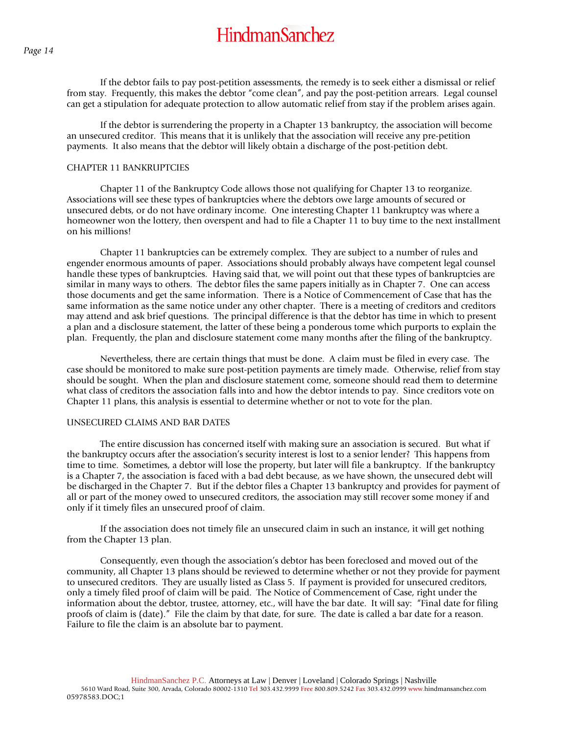If the debtor fails to pay post-petition assessments, the remedy is to seek either a dismissal or relief from stay. Frequently, this makes the debtor "come clean", and pay the post-petition arrears. Legal counsel can get a stipulation for adequate protection to allow automatic relief from stay if the problem arises again.

If the debtor is surrendering the property in a Chapter 13 bankruptcy, the association will become an unsecured creditor. This means that it is unlikely that the association will receive any pre-petition payments. It also means that the debtor will likely obtain a discharge of the post-petition debt.

## CHAPTER 11 BANKRUPTCIES

Chapter 11 of the Bankruptcy Code allows those not qualifying for Chapter 13 to reorganize. Associations will see these types of bankruptcies where the debtors owe large amounts of secured or unsecured debts, or do not have ordinary income. One interesting Chapter 11 bankruptcy was where a homeowner won the lottery, then overspent and had to file a Chapter 11 to buy time to the next installment on his millions!

Chapter 11 bankruptcies can be extremely complex. They are subject to a number of rules and engender enormous amounts of paper. Associations should probably always have competent legal counsel handle these types of bankruptcies. Having said that, we will point out that these types of bankruptcies are similar in many ways to others. The debtor files the same papers initially as in Chapter 7. One can access those documents and get the same information. There is a Notice of Commencement of Case that has the same information as the same notice under any other chapter. There is a meeting of creditors and creditors may attend and ask brief questions. The principal difference is that the debtor has time in which to present a plan and a disclosure statement, the latter of these being a ponderous tome which purports to explain the plan. Frequently, the plan and disclosure statement come many months after the filing of the bankruptcy.

Nevertheless, there are certain things that must be done. A claim must be filed in every case. The case should be monitored to make sure post-petition payments are timely made. Otherwise, relief from stay should be sought. When the plan and disclosure statement come, someone should read them to determine what class of creditors the association falls into and how the debtor intends to pay. Since creditors vote on Chapter 11 plans, this analysis is essential to determine whether or not to vote for the plan.

## UNSECURED CLAIMS AND BAR DATES

The entire discussion has concerned itself with making sure an association is secured. But what if the bankruptcy occurs after the association's security interest is lost to a senior lender? This happens from time to time. Sometimes, a debtor will lose the property, but later will file a bankruptcy. If the bankruptcy is a Chapter 7, the association is faced with a bad debt because, as we have shown, the unsecured debt will be discharged in the Chapter 7. But if the debtor files a Chapter 13 bankruptcy and provides for payment of all or part of the money owed to unsecured creditors, the association may still recover some money if and only if it timely files an unsecured proof of claim.

If the association does not timely file an unsecured claim in such an instance, it will get nothing from the Chapter 13 plan.

Consequently, even though the association's debtor has been foreclosed and moved out of the community, all Chapter 13 plans should be reviewed to determine whether or not they provide for payment to unsecured creditors. They are usually listed as Class 5. If payment is provided for unsecured creditors, only a timely filed proof of claim will be paid. The Notice of Commencement of Case, right under the information about the debtor, trustee, attorney, etc., will have the bar date. It will say: "Final date for filing proofs of claim is (date)." File the claim by that date, for sure. The date is called a bar date for a reason. Failure to file the claim is an absolute bar to payment.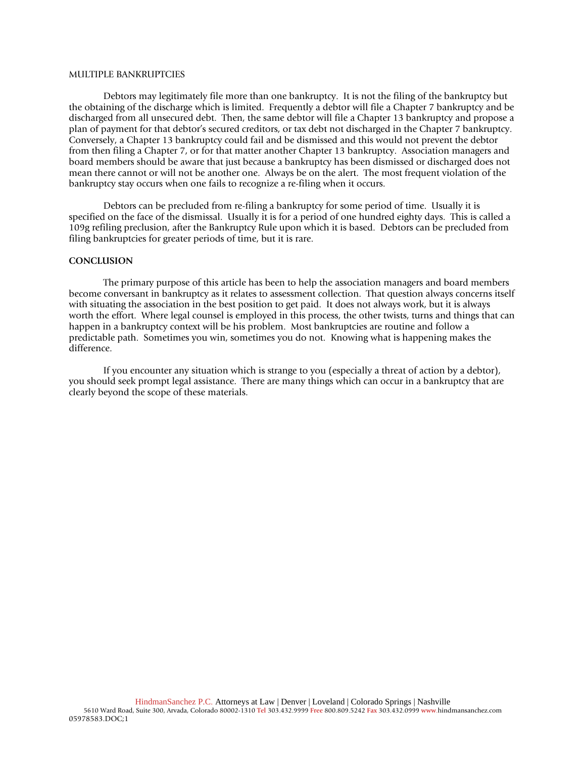MULTIPLE BANKRUPTCIES

Debtors may legitimately file more than one bankruptcy. It is not the filing of the bankruptcy but the obtaining of the discharge which is limited. Frequently a debtor will file a Chapter 7 bankruptcy and be discharged from all unsecured debt. Then, the same debtor will file a Chapter 13 bankruptcy and propose a plan of payment for that debtor's secured creditors, or tax debt not discharged in the Chapter 7 bankruptcy. Conversely, a Chapter 13 bankruptcy could fail and be dismissed and this would not prevent the debtor from then filing a Chapter 7, or for that matter another Chapter 13 bankruptcy. Association managers and board members should be aware that just because a bankruptcy has been dismissed or discharged does not mean there cannot or will not be another one. Always be on the alert. The most frequent violation of the bankruptcy stay occurs when one fails to recognize a re-filing when it occurs.

Debtors can be precluded from re-filing a bankruptcy for some period of time. Usually it is specified on the face of the dismissal. Usually it is for a period of one hundred eighty days. This is called a 109g refiling preclusion, after the Bankruptcy Rule upon which it is based. Debtors can be precluded from filing bankruptcies for greater periods of time, but it is rare.

**CONCLUSION**

The primary purpose of this article has been to help the association managers and board members become conversant in bankruptcy as it relates to assessment collection. That question always concerns itself with situating the association in the best position to get paid. It does not always work, but it is always worth the effort. Where legal counsel is employed in this process, the other twists, turns and things that can happen in a bankruptcy context will be his problem. Most bankruptcies are routine and follow a predictable path. Sometimes you win, sometimes you do not. Knowing what is happening makes the difference.

If you encounter any situation which is strange to you (especially a threat of action by a debtor), you should seek prompt legal assistance. There are many things which can occur in a bankruptcy that are clearly beyond the scope of these materials.